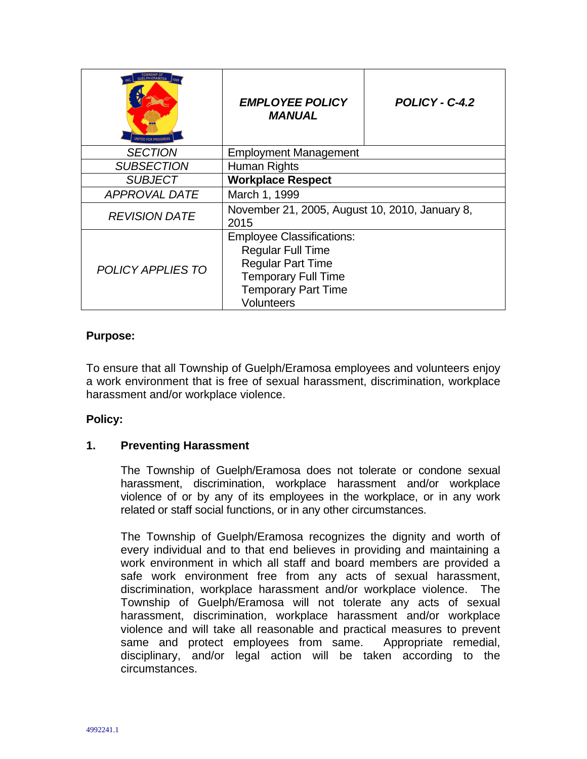| | *EMPLOYEE POLICY MANUAL* | *POLICY - C-4.2* |
|---|---|---|
| *SECTION* | Employment Management | |
| *SUBSECTION* | Human Rights | |
| *SUBJECT* | **Workplace Respect** | |
| *APPROVAL DATE* | March 1, 1999 | |
| *REVISION DATE* | November 21, 2005, August 10, 2010, January 8, 2015 | |
| *POLICY APPLIES TO* | Employee Classifications: Regular Full Time, Regular Part Time, Temporary Full Time, Temporary Part Time, Volunteers | |

**Purpose:**

To ensure that all Township of Guelph/Eramosa employees and volunteers enjoy a work environment that is free of sexual harassment, discrimination, workplace harassment and/or workplace violence.

**Policy:**

**1. Preventing Harassment**

The Township of Guelph/Eramosa does not tolerate or condone sexual harassment, discrimination, workplace harassment and/or workplace violence of or by any of its employees in the workplace, or in any work related or staff social functions, or in any other circumstances.

The Township of Guelph/Eramosa recognizes the dignity and worth of every individual and to that end believes in providing and maintaining a work environment in which all staff and board members are provided a safe work environment free from any acts of sexual harassment, discrimination, workplace harassment and/or workplace violence. The Township of Guelph/Eramosa will not tolerate any acts of sexual harassment, discrimination, workplace harassment and/or workplace violence and will take all reasonable and practical measures to prevent same and protect employees from same. Appropriate remedial, disciplinary, and/or legal action will be taken according to the circumstances.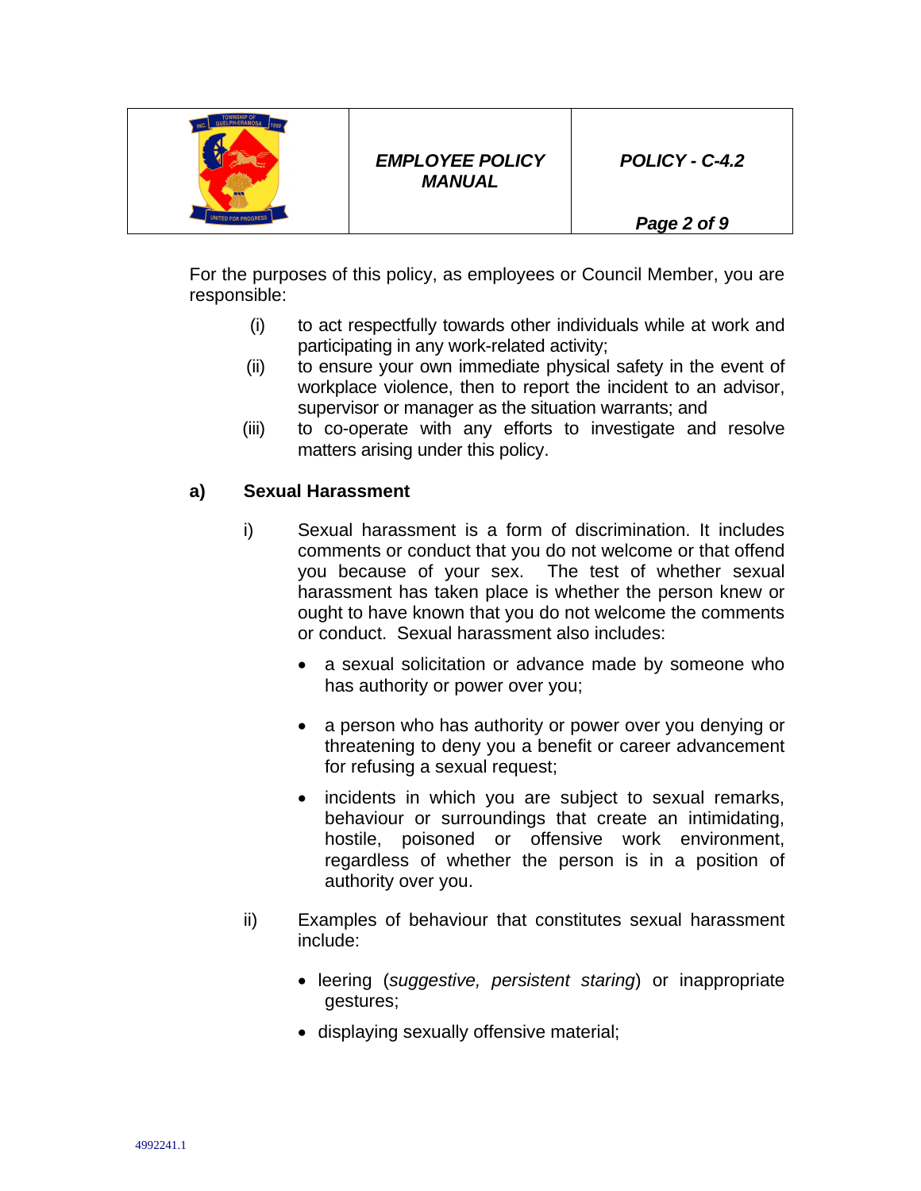For the purposes of this policy, as employees or Council Member, you are responsible:

(i) to act respectfully towards other individuals while at work and participating in any work-related activity;

(ii) to ensure your own immediate physical safety in the event of workplace violence, then to report the incident to an advisor, supervisor or manager as the situation warrants; and

(iii) to co-operate with any efforts to investigate and resolve matters arising under this policy.

**a) Sexual Harassment**

i) Sexual harassment is a form of discrimination. It includes comments or conduct that you do not welcome or that offend you because of your sex. The test of whether sexual harassment has taken place is whether the person knew or ought to have known that you do not welcome the comments or conduct. Sexual harassment also includes:

- a sexual solicitation or advance made by someone who has authority or power over you;
- a person who has authority or power over you denying or threatening to deny you a benefit or career advancement for refusing a sexual request;
- incidents in which you are subject to sexual remarks, behaviour or surroundings that create an intimidating, hostile, poisoned or offensive work environment, regardless of whether the person is in a position of authority over you.

ii) Examples of behaviour that constitutes sexual harassment include:

- leering (*suggestive, persistent staring*) or inappropriate gestures;
- displaying sexually offensive material;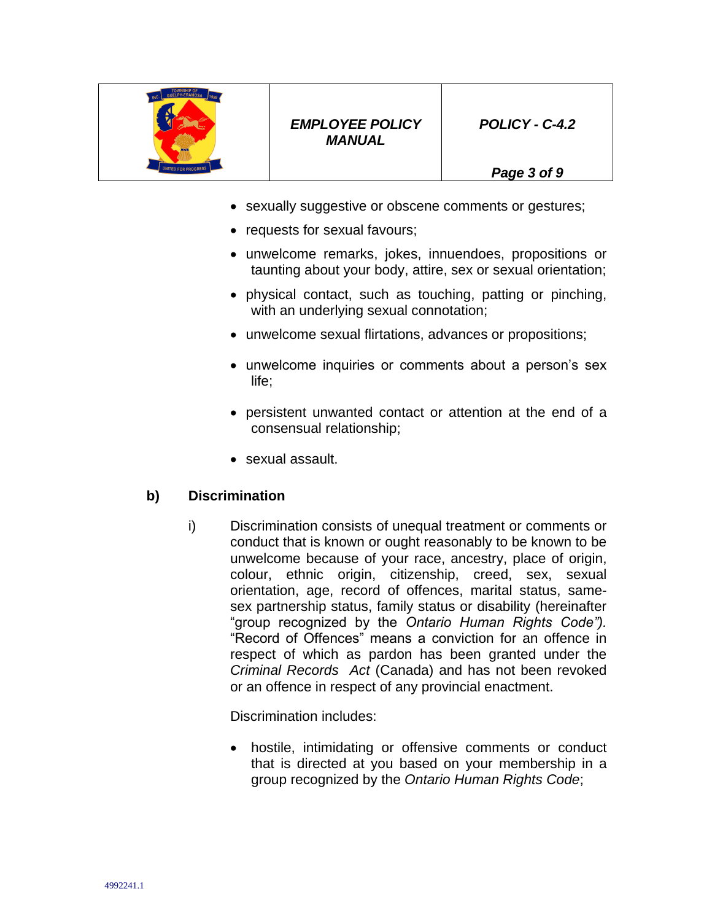- sexually suggestive or obscene comments or gestures;
- requests for sexual favours;
- unwelcome remarks, jokes, innuendoes, propositions or taunting about your body, attire, sex or sexual orientation;
- physical contact, such as touching, patting or pinching, with an underlying sexual connotation;
- unwelcome sexual flirtations, advances or propositions;
- unwelcome inquiries or comments about a person's sex life;
- persistent unwanted contact or attention at the end of a consensual relationship;
- sexual assault.

**b) Discrimination**

i) Discrimination consists of unequal treatment or comments or conduct that is known or ought reasonably to be known to be unwelcome because of your race, ancestry, place of origin, colour, ethnic origin, citizenship, creed, sex, sexual orientation, age, record of offences, marital status, same-sex partnership status, family status or disability (hereinafter "group recognized by the *Ontario Human Rights Code").* "Record of Offences" means a conviction for an offence in respect of which as pardon has been granted under the *Criminal Records Act* (Canada) and has not been revoked or an offence in respect of any provincial enactment.

Discrimination includes:

- hostile, intimidating or offensive comments or conduct that is directed at you based on your membership in a group recognized by the *Ontario Human Rights Code*;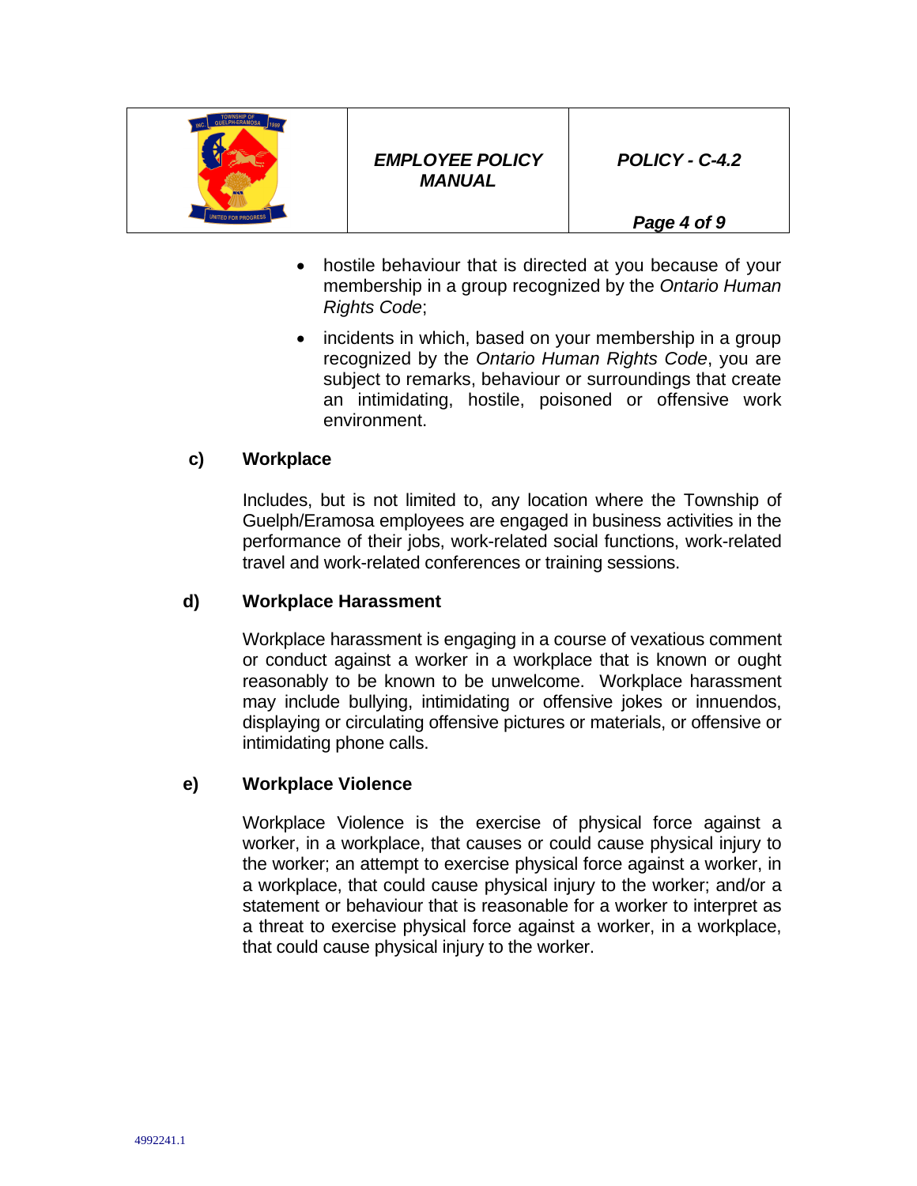- hostile behaviour that is directed at you because of your membership in a group recognized by the *Ontario Human Rights Code*;
- incidents in which, based on your membership in a group recognized by the *Ontario Human Rights Code*, you are subject to remarks, behaviour or surroundings that create an intimidating, hostile, poisoned or offensive work environment.

**c) Workplace**

Includes, but is not limited to, any location where the Township of Guelph/Eramosa employees are engaged in business activities in the performance of their jobs, work-related social functions, work-related travel and work-related conferences or training sessions.

**d) Workplace Harassment**

Workplace harassment is engaging in a course of vexatious comment or conduct against a worker in a workplace that is known or ought reasonably to be known to be unwelcome. Workplace harassment may include bullying, intimidating or offensive jokes or innuendos, displaying or circulating offensive pictures or materials, or offensive or intimidating phone calls.

**e) Workplace Violence**

Workplace Violence is the exercise of physical force against a worker, in a workplace, that causes or could cause physical injury to the worker; an attempt to exercise physical force against a worker, in a workplace, that could cause physical injury to the worker; and/or a statement or behaviour that is reasonable for a worker to interpret as a threat to exercise physical force against a worker, in a workplace, that could cause physical injury to the worker.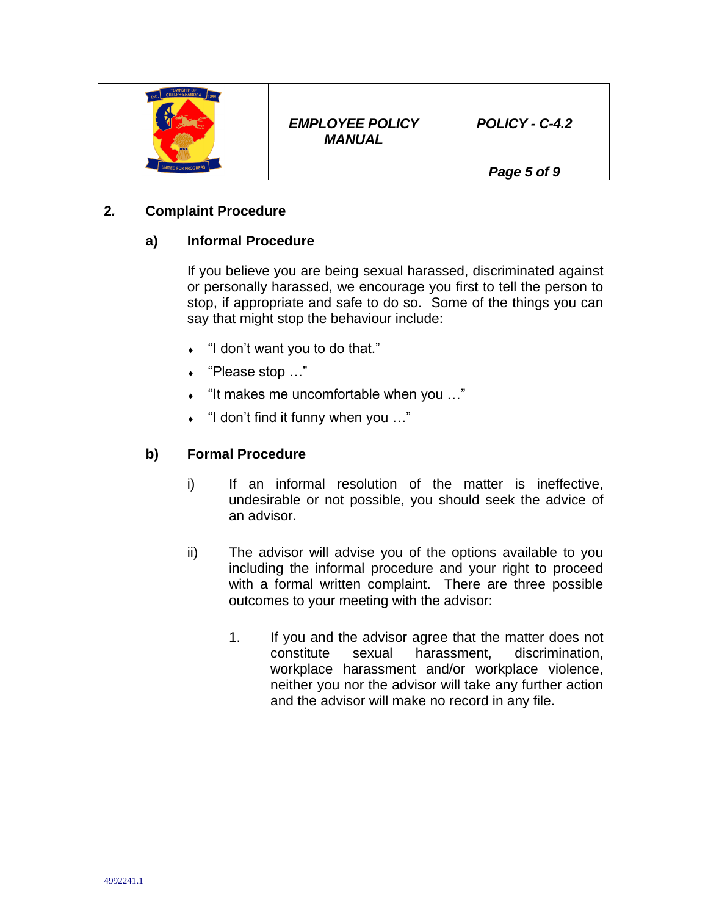## 2. Complaint Procedure

### a) Informal Procedure

If you believe you are being sexual harassed, discriminated against or personally harassed, we encourage you first to tell the person to stop, if appropriate and safe to do so. Some of the things you can say that might stop the behaviour include:

- "I don't want you to do that."
- "Please stop …"
- "It makes me uncomfortable when you …"
- "I don't find it funny when you …"

### b) Formal Procedure

i) If an informal resolution of the matter is ineffective, undesirable or not possible, you should seek the advice of an advisor.

ii) The advisor will advise you of the options available to you including the informal procedure and your right to proceed with a formal written complaint. There are three possible outcomes to your meeting with the advisor:

1. If you and the advisor agree that the matter does not constitute sexual harassment, discrimination, workplace harassment and/or workplace violence, neither you nor the advisor will take any further action and the advisor will make no record in any file.

4992241.1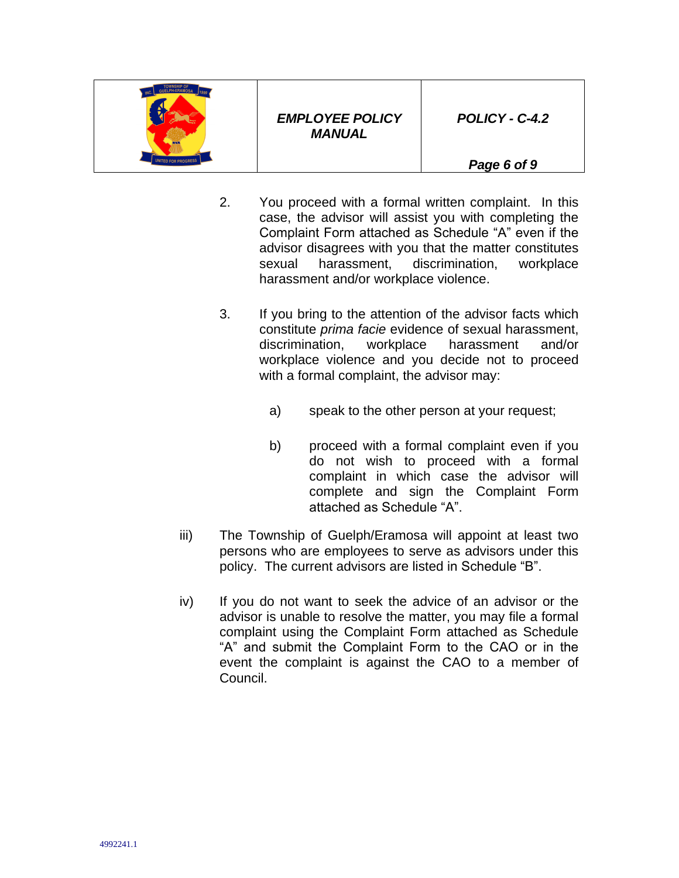2. You proceed with a formal written complaint. In this case, the advisor will assist you with completing the Complaint Form attached as Schedule "A" even if the advisor disagrees with you that the matter constitutes sexual harassment, discrimination, workplace harassment and/or workplace violence.

3. If you bring to the attention of the advisor facts which constitute *prima facie* evidence of sexual harassment, discrimination, workplace harassment and/or workplace violence and you decide not to proceed with a formal complaint, the advisor may:

   a) speak to the other person at your request;

   b) proceed with a formal complaint even if you do not wish to proceed with a formal complaint in which case the advisor will complete and sign the Complaint Form attached as Schedule "A".

iii) The Township of Guelph/Eramosa will appoint at least two persons who are employees to serve as advisors under this policy. The current advisors are listed in Schedule "B".

iv) If you do not want to seek the advice of an advisor or the advisor is unable to resolve the matter, you may file a formal complaint using the Complaint Form attached as Schedule "A" and submit the Complaint Form to the CAO or in the event the complaint is against the CAO to a member of Council.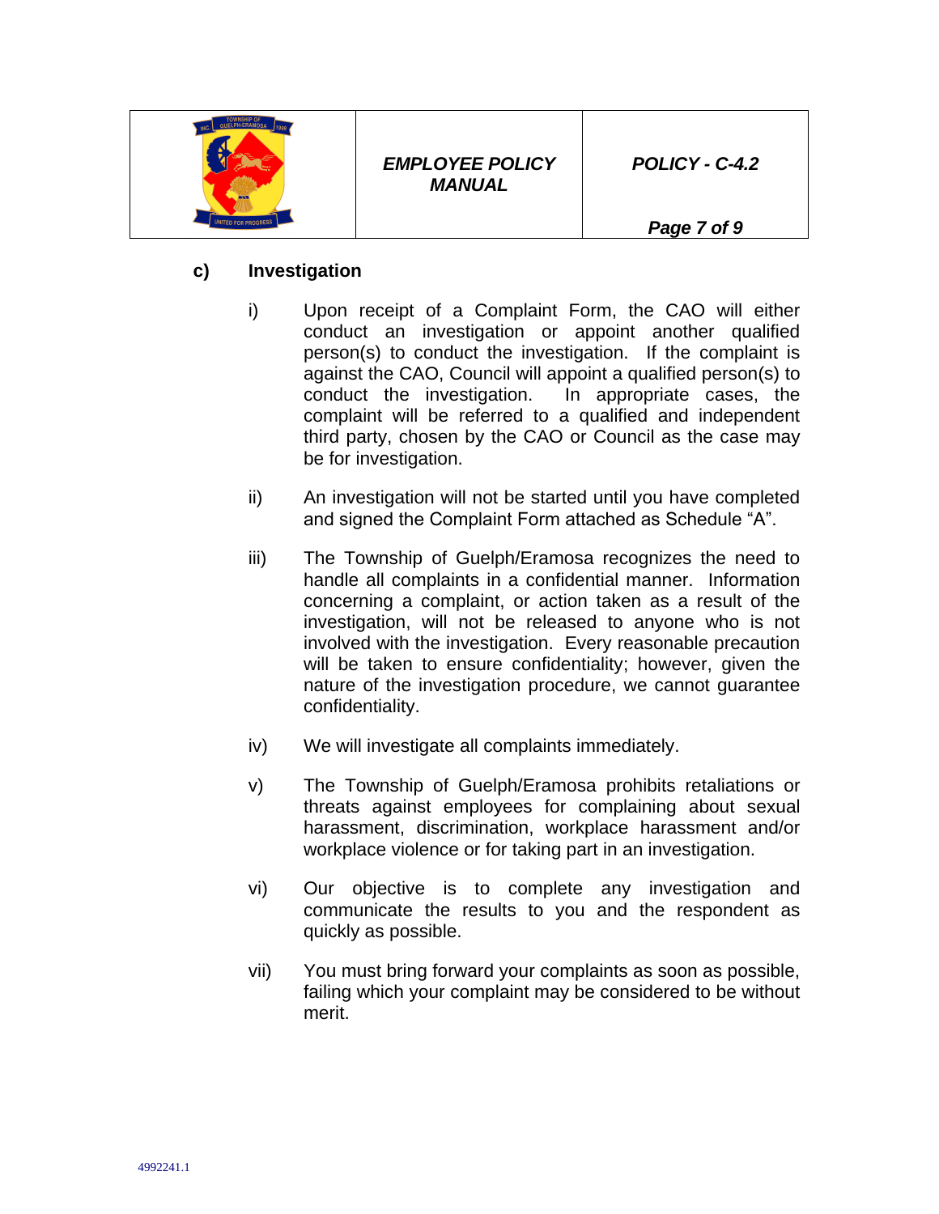### c) Investigation

i) Upon receipt of a Complaint Form, the CAO will either conduct an investigation or appoint another qualified person(s) to conduct the investigation. If the complaint is against the CAO, Council will appoint a qualified person(s) to conduct the investigation. In appropriate cases, the complaint will be referred to a qualified and independent third party, chosen by the CAO or Council as the case may be for investigation.

ii) An investigation will not be started until you have completed and signed the Complaint Form attached as Schedule "A".

iii) The Township of Guelph/Eramosa recognizes the need to handle all complaints in a confidential manner. Information concerning a complaint, or action taken as a result of the investigation, will not be released to anyone who is not involved with the investigation. Every reasonable precaution will be taken to ensure confidentiality; however, given the nature of the investigation procedure, we cannot guarantee confidentiality.

iv) We will investigate all complaints immediately.

v) The Township of Guelph/Eramosa prohibits retaliations or threats against employees for complaining about sexual harassment, discrimination, workplace harassment and/or workplace violence or for taking part in an investigation.

vi) Our objective is to complete any investigation and communicate the results to you and the respondent as quickly as possible.

vii) You must bring forward your complaints as soon as possible, failing which your complaint may be considered to be without merit.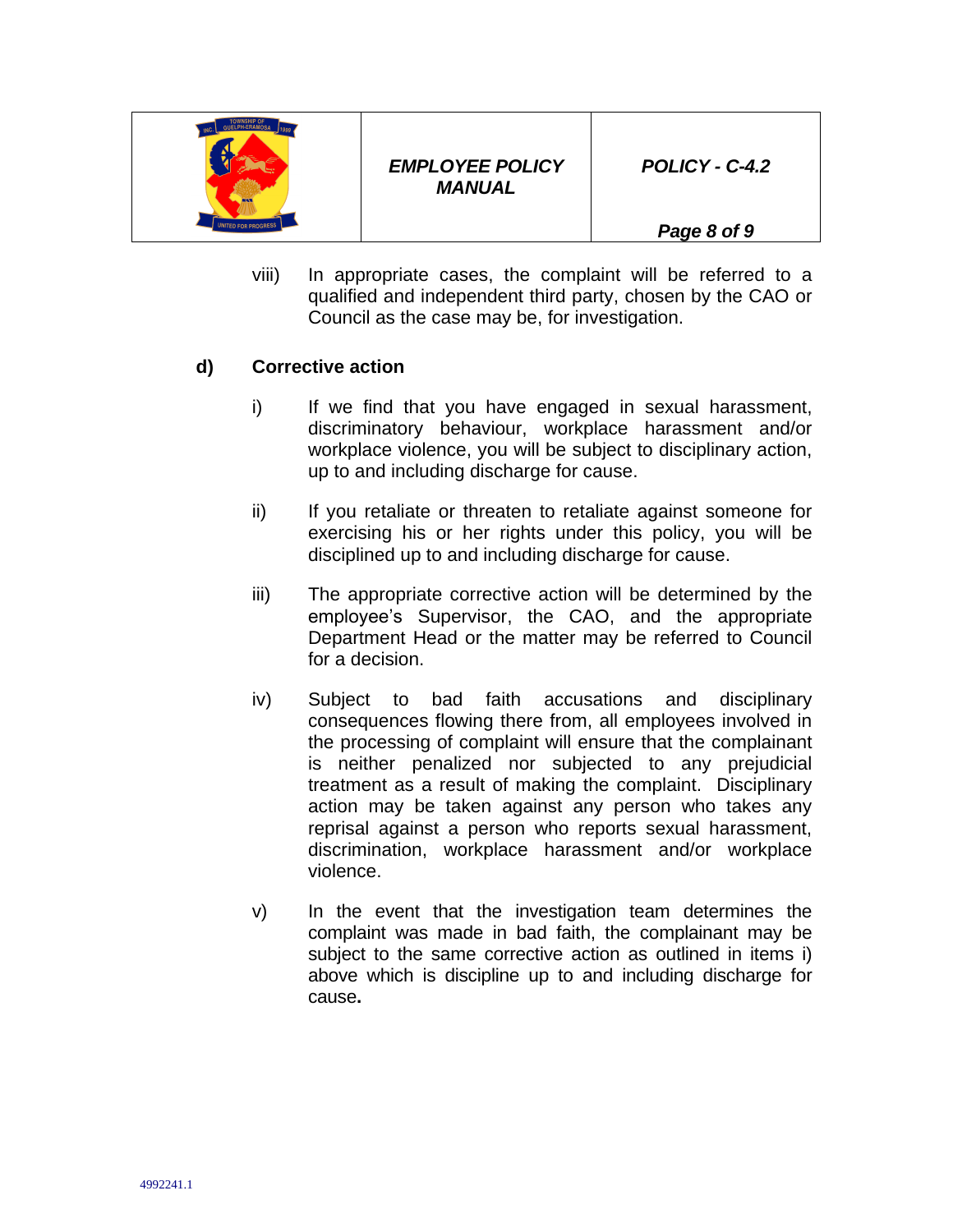viii) In appropriate cases, the complaint will be referred to a qualified and independent third party, chosen by the CAO or Council as the case may be, for investigation.

**d) Corrective action**

i) If we find that you have engaged in sexual harassment, discriminatory behaviour, workplace harassment and/or workplace violence, you will be subject to disciplinary action, up to and including discharge for cause.

ii) If you retaliate or threaten to retaliate against someone for exercising his or her rights under this policy, you will be disciplined up to and including discharge for cause.

iii) The appropriate corrective action will be determined by the employee's Supervisor, the CAO, and the appropriate Department Head or the matter may be referred to Council for a decision.

iv) Subject to bad faith accusations and disciplinary consequences flowing there from, all employees involved in the processing of complaint will ensure that the complainant is neither penalized nor subjected to any prejudicial treatment as a result of making the complaint. Disciplinary action may be taken against any person who takes any reprisal against a person who reports sexual harassment, discrimination, workplace harassment and/or workplace violence.

v) In the event that the investigation team determines the complaint was made in bad faith, the complainant may be subject to the same corrective action as outlined in items i) above which is discipline up to and including discharge for cause.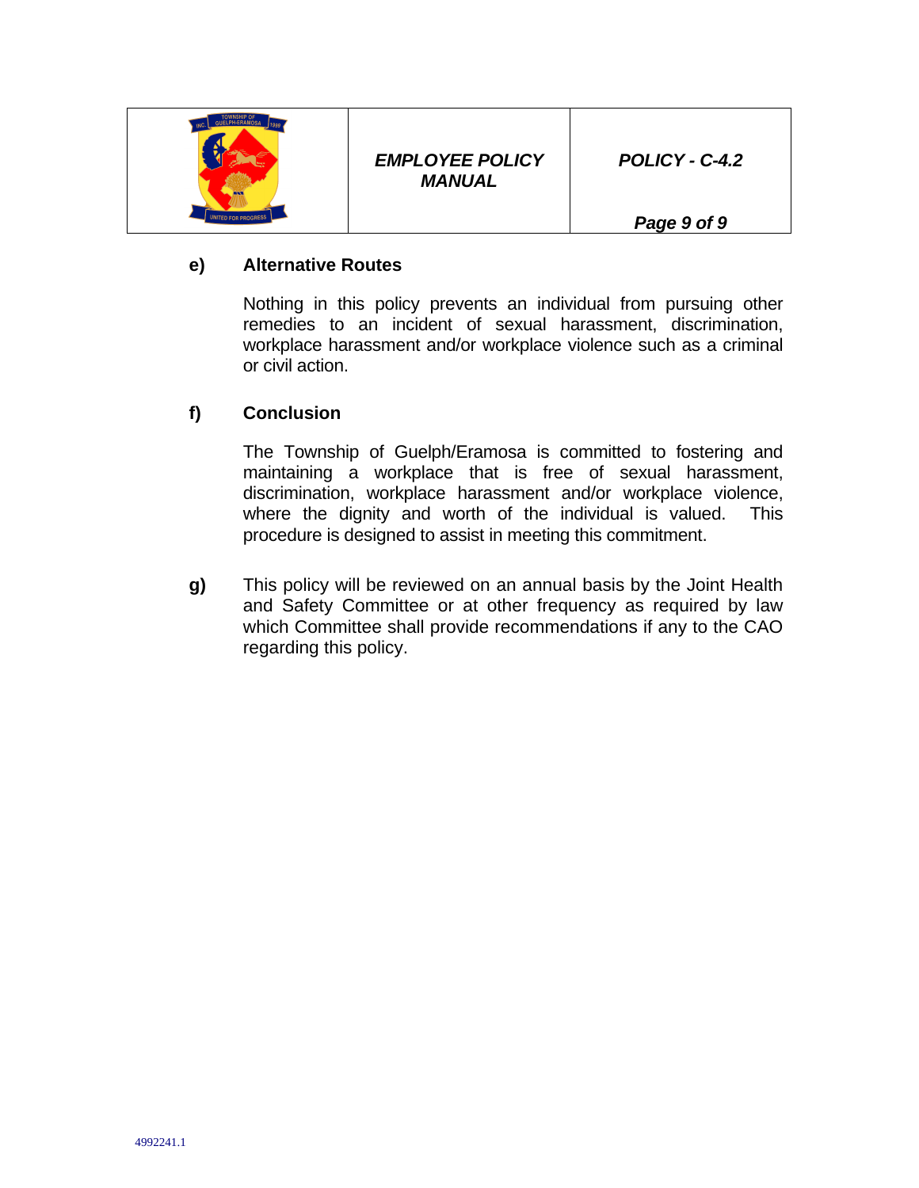**e) Alternative Routes**

Nothing in this policy prevents an individual from pursuing other remedies to an incident of sexual harassment, discrimination, workplace harassment and/or workplace violence such as a criminal or civil action.

**f) Conclusion**

The Township of Guelph/Eramosa is committed to fostering and maintaining a workplace that is free of sexual harassment, discrimination, workplace harassment and/or workplace violence, where the dignity and worth of the individual is valued. This procedure is designed to assist in meeting this commitment.

**g)** This policy will be reviewed on an annual basis by the Joint Health and Safety Committee or at other frequency as required by law which Committee shall provide recommendations if any to the CAO regarding this policy.

4992241.1